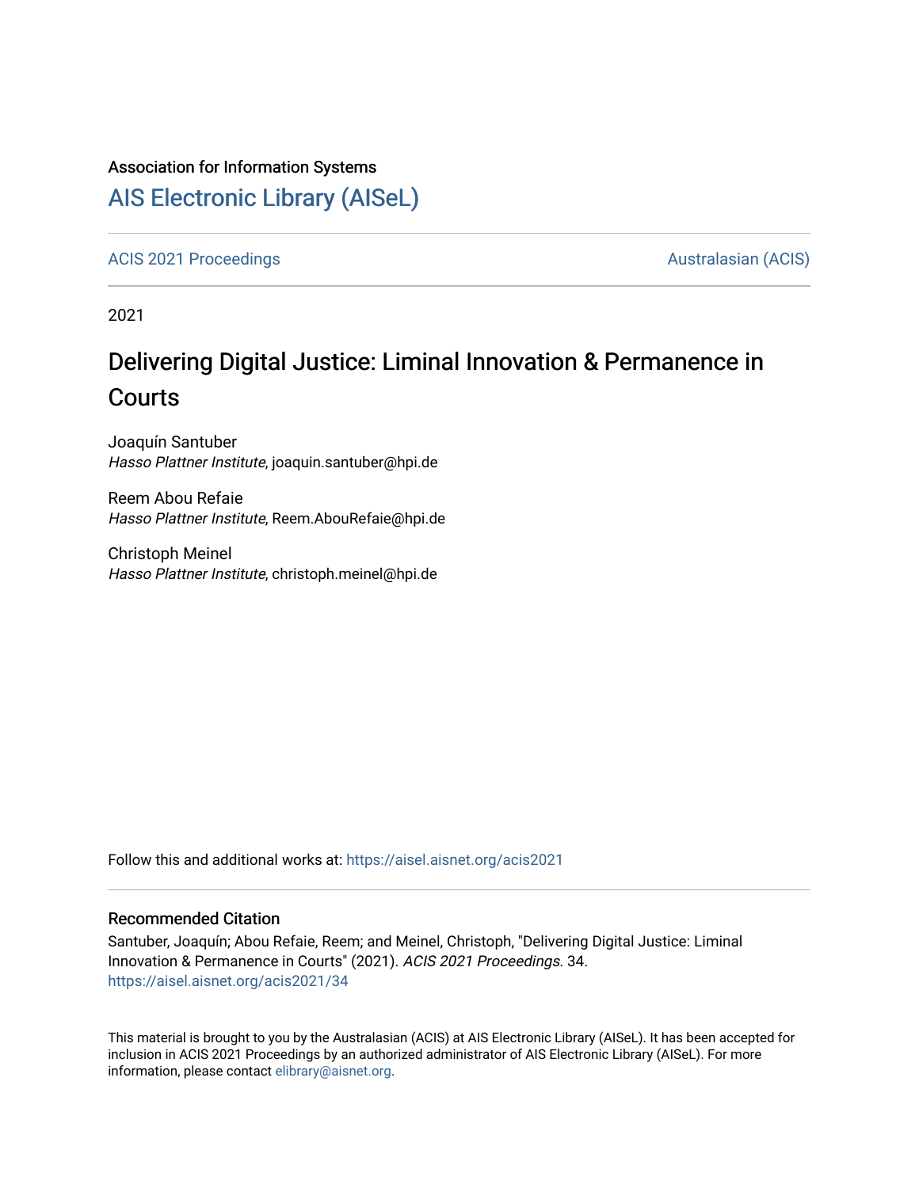Association for Information Systems

# AIS Electronic Library (AISeL)

ACIS 2021 Proceedings | Australasian (ACIS)

2021

# Delivering Digital Justice: Liminal Innovation & Permanence in Courts

Joaquín Santuber
*Hasso Plattner Institute*, joaquin.santuber@hpi.de

Reem Abou Refaie
*Hasso Plattner Institute*, Reem.AbouRefaie@hpi.de

Christoph Meinel
*Hasso Plattner Institute*, christoph.meinel@hpi.de

Follow this and additional works at: https://aisel.aisnet.org/acis2021

## Recommended Citation

Santuber, Joaquín; Abou Refaie, Reem; and Meinel, Christoph, "Delivering Digital Justice: Liminal Innovation & Permanence in Courts" (2021). *ACIS 2021 Proceedings*. 34.
https://aisel.aisnet.org/acis2021/34

This material is brought to you by the Australasian (ACIS) at AIS Electronic Library (AISeL). It has been accepted for inclusion in ACIS 2021 Proceedings by an authorized administrator of AIS Electronic Library (AISeL). For more information, please contact elibrary@aisnet.org.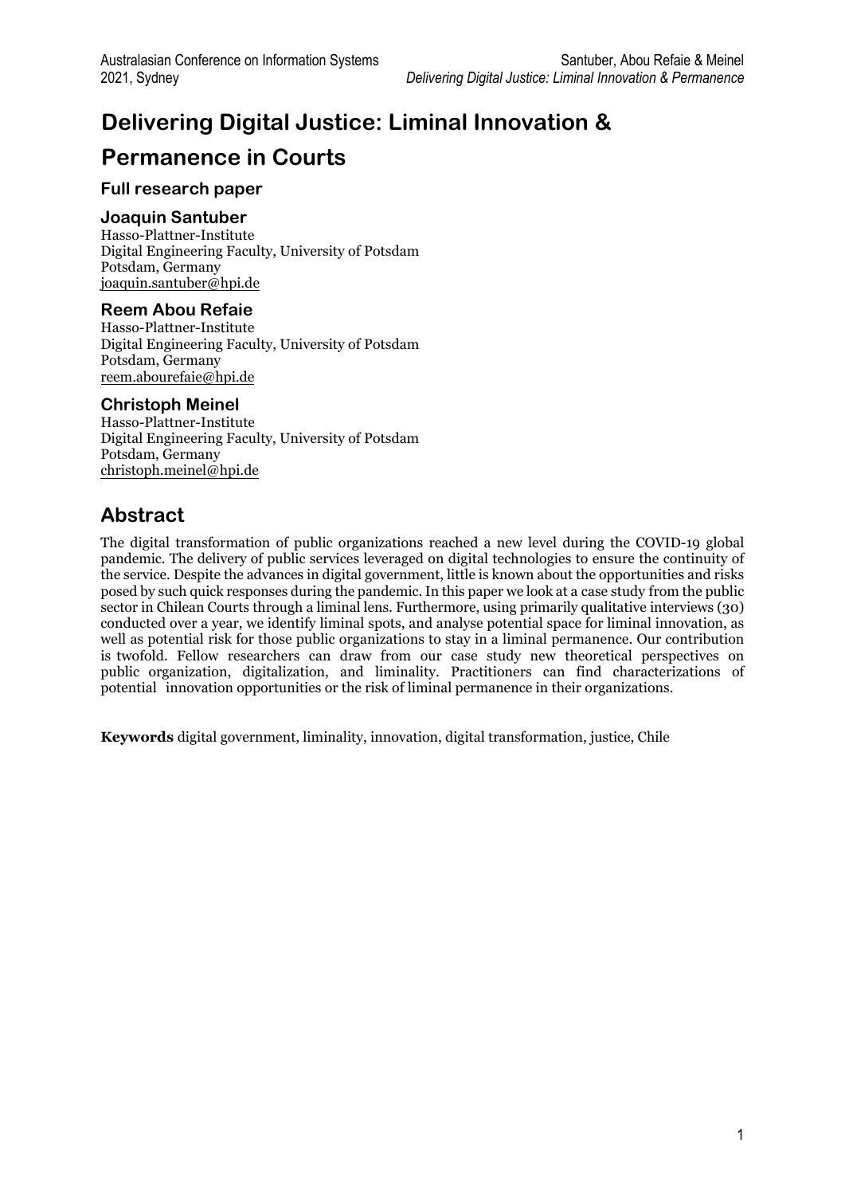# Delivering Digital Justice: Liminal Innovation & Permanence in Courts

### Full research paper

### Joaquin Santuber

Hasso-Plattner-Institute
Digital Engineering Faculty, University of Potsdam
Potsdam, Germany
joaquin.santuber@hpi.de

### Reem Abou Refaie

Hasso-Plattner-Institute
Digital Engineering Faculty, University of Potsdam
Potsdam, Germany
reem.abourefaie@hpi.de

### Christoph Meinel

Hasso-Plattner-Institute
Digital Engineering Faculty, University of Potsdam
Potsdam, Germany
christoph.meinel@hpi.de

## Abstract

The digital transformation of public organizations reached a new level during the COVID-19 global pandemic. The delivery of public services leveraged on digital technologies to ensure the continuity of the service. Despite the advances in digital government, little is known about the opportunities and risks posed by such quick responses during the pandemic. In this paper we look at a case study from the public sector in Chilean Courts through a liminal lens. Furthermore, using primarily qualitative interviews (30) conducted over a year, we identify liminal spots, and analyse potential space for liminal innovation, as well as potential risk for those public organizations to stay in a liminal permanence. Our contribution is twofold. Fellow researchers can draw from our case study new theoretical perspectives on public organization, digitalization, and liminality. Practitioners can find characterizations of potential innovation opportunities or the risk of liminal permanence in their organizations.

**Keywords** digital government, liminality, innovation, digital transformation, justice, Chile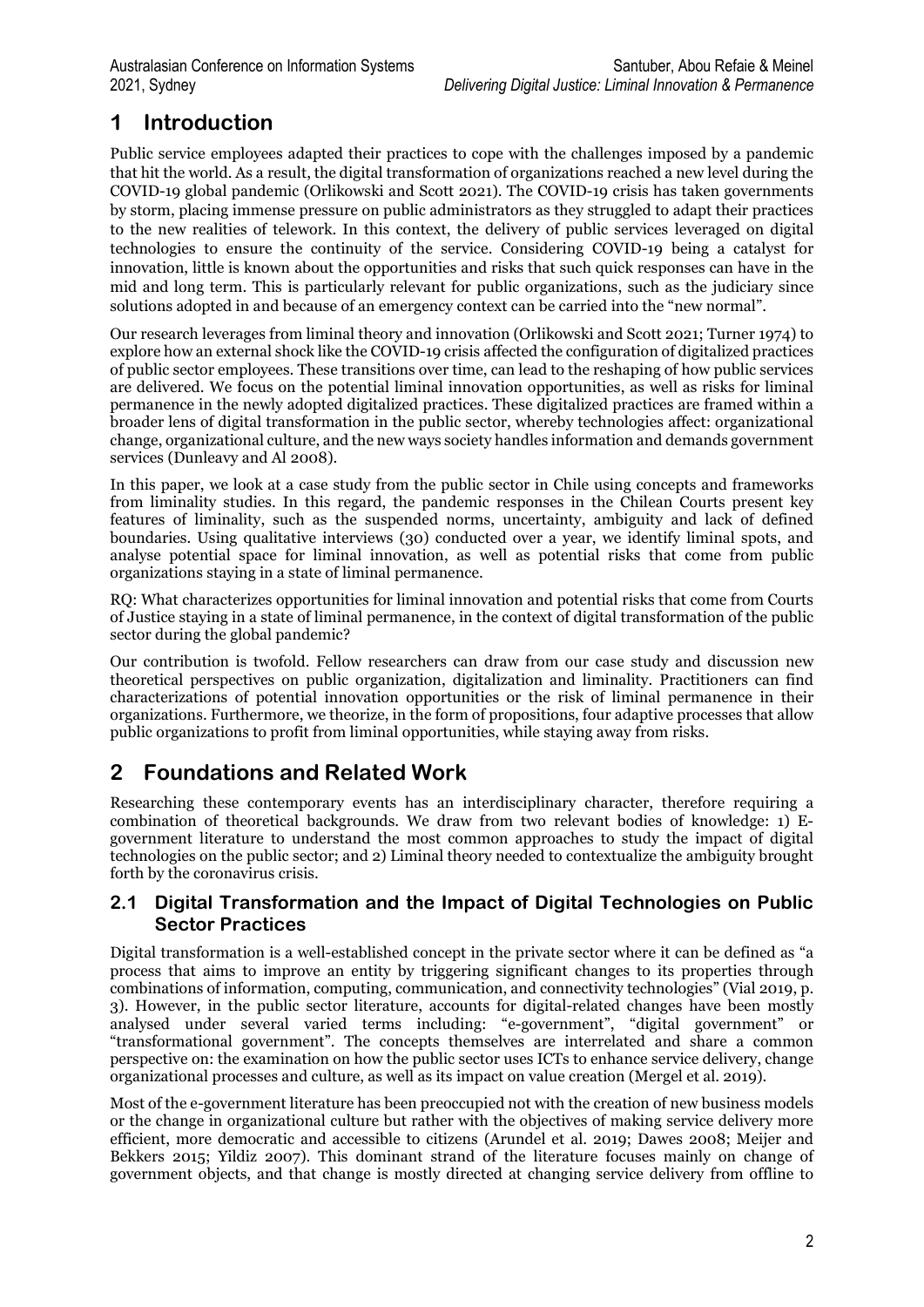# 1 Introduction

Public service employees adapted their practices to cope with the challenges imposed by a pandemic that hit the world. As a result, the digital transformation of organizations reached a new level during the COVID-19 global pandemic (Orlikowski and Scott 2021). The COVID-19 crisis has taken governments by storm, placing immense pressure on public administrators as they struggled to adapt their practices to the new realities of telework. In this context, the delivery of public services leveraged on digital technologies to ensure the continuity of the service. Considering COVID-19 being a catalyst for innovation, little is known about the opportunities and risks that such quick responses can have in the mid and long term. This is particularly relevant for public organizations, such as the judiciary since solutions adopted in and because of an emergency context can be carried into the "new normal".

Our research leverages from liminal theory and innovation (Orlikowski and Scott 2021; Turner 1974) to explore how an external shock like the COVID-19 crisis affected the configuration of digitalized practices of public sector employees. These transitions over time, can lead to the reshaping of how public services are delivered. We focus on the potential liminal innovation opportunities, as well as risks for liminal permanence in the newly adopted digitalized practices. These digitalized practices are framed within a broader lens of digital transformation in the public sector, whereby technologies affect: organizational change, organizational culture, and the new ways society handles information and demands government services (Dunleavy and Al 2008).

In this paper, we look at a case study from the public sector in Chile using concepts and frameworks from liminality studies. In this regard, the pandemic responses in the Chilean Courts present key features of liminality, such as the suspended norms, uncertainty, ambiguity and lack of defined boundaries. Using qualitative interviews (30) conducted over a year, we identify liminal spots, and analyse potential space for liminal innovation, as well as potential risks that come from public organizations staying in a state of liminal permanence.

RQ: What characterizes opportunities for liminal innovation and potential risks that come from Courts of Justice staying in a state of liminal permanence, in the context of digital transformation of the public sector during the global pandemic?

Our contribution is twofold. Fellow researchers can draw from our case study and discussion new theoretical perspectives on public organization, digitalization and liminality. Practitioners can find characterizations of potential innovation opportunities or the risk of liminal permanence in their organizations. Furthermore, we theorize, in the form of propositions, four adaptive processes that allow public organizations to profit from liminal opportunities, while staying away from risks.

# 2 Foundations and Related Work

Researching these contemporary events has an interdisciplinary character, therefore requiring a combination of theoretical backgrounds. We draw from two relevant bodies of knowledge: 1) E-government literature to understand the most common approaches to study the impact of digital technologies on the public sector; and 2) Liminal theory needed to contextualize the ambiguity brought forth by the coronavirus crisis.

## 2.1 Digital Transformation and the Impact of Digital Technologies on Public Sector Practices

Digital transformation is a well-established concept in the private sector where it can be defined as "a process that aims to improve an entity by triggering significant changes to its properties through combinations of information, computing, communication, and connectivity technologies" (Vial 2019, p. 3). However, in the public sector literature, accounts for digital-related changes have been mostly analysed under several varied terms including: "e-government", "digital government" or "transformational government". The concepts themselves are interrelated and share a common perspective on: the examination on how the public sector uses ICTs to enhance service delivery, change organizational processes and culture, as well as its impact on value creation (Mergel et al. 2019).

Most of the e-government literature has been preoccupied not with the creation of new business models or the change in organizational culture but rather with the objectives of making service delivery more efficient, more democratic and accessible to citizens (Arundel et al. 2019; Dawes 2008; Meijer and Bekkers 2015; Yildiz 2007). This dominant strand of the literature focuses mainly on change of government objects, and that change is mostly directed at changing service delivery from offline to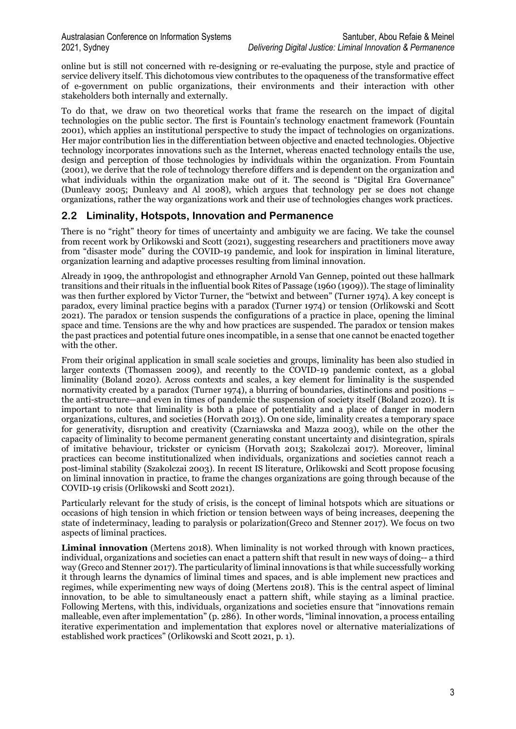online but is still not concerned with re-designing or re-evaluating the purpose, style and practice of service delivery itself. This dichotomous view contributes to the opaqueness of the transformative effect of e-government on public organizations, their environments and their interaction with other stakeholders both internally and externally.

To do that, we draw on two theoretical works that frame the research on the impact of digital technologies on the public sector. The first is Fountain's technology enactment framework (Fountain 2001), which applies an institutional perspective to study the impact of technologies on organizations. Her major contribution lies in the differentiation between objective and enacted technologies. Objective technology incorporates innovations such as the Internet, whereas enacted technology entails the use, design and perception of those technologies by individuals within the organization. From Fountain (2001), we derive that the role of technology therefore differs and is dependent on the organization and what individuals within the organization make out of it. The second is "Digital Era Governance" (Dunleavy 2005; Dunleavy and Al 2008), which argues that technology per se does not change organizations, rather the way organizations work and their use of technologies changes work practices.

## 2.2 Liminality, Hotspots, Innovation and Permanence

There is no "right" theory for times of uncertainty and ambiguity we are facing. We take the counsel from recent work by Orlikowski and Scott (2021), suggesting researchers and practitioners move away from "disaster mode" during the COVID-19 pandemic, and look for inspiration in liminal literature, organization learning and adaptive processes resulting from liminal innovation.

Already in 1909, the anthropologist and ethnographer Arnold Van Gennep, pointed out these hallmark transitions and their rituals in the influential book Rites of Passage (1960 (1909)). The stage of liminality was then further explored by Victor Turner, the "betwixt and between" (Turner 1974). A key concept is paradox, every liminal practice begins with a paradox (Turner 1974) or tension (Orlikowski and Scott 2021). The paradox or tension suspends the configurations of a practice in place, opening the liminal space and time. Tensions are the why and how practices are suspended. The paradox or tension makes the past practices and potential future ones incompatible, in a sense that one cannot be enacted together with the other.

From their original application in small scale societies and groups, liminality has been also studied in larger contexts (Thomassen 2009), and recently to the COVID-19 pandemic context, as a global liminality (Boland 2020). Across contexts and scales, a key element for liminality is the suspended normativity created by a paradox (Turner 1974), a blurring of boundaries, distinctions and positions – the anti-structure—and even in times of pandemic the suspension of society itself (Boland 2020). It is important to note that liminality is both a place of potentiality and a place of danger in modern organizations, cultures, and societies (Horvath 2013). On one side, liminality creates a temporary space for generativity, disruption and creativity (Czarniawska and Mazza 2003), while on the other the capacity of liminality to become permanent generating constant uncertainty and disintegration, spirals of imitative behaviour, trickster or cynicism (Horvath 2013; Szakolczai 2017). Moreover, liminal practices can become institutionalized when individuals, organizations and societies cannot reach a post-liminal stability (Szakolczai 2003). In recent IS literature, Orlikowski and Scott propose focusing on liminal innovation in practice, to frame the changes organizations are going through because of the COVID-19 crisis (Orlikowski and Scott 2021).

Particularly relevant for the study of crisis, is the concept of liminal hotspots which are situations or occasions of high tension in which friction or tension between ways of being increases, deepening the state of indeterminacy, leading to paralysis or polarization(Greco and Stenner 2017). We focus on two aspects of liminal practices.

**Liminal innovation** (Mertens 2018). When liminality is not worked through with known practices, individual, organizations and societies can enact a pattern shift that result in new ways of doing-- a third way (Greco and Stenner 2017). The particularity of liminal innovations is that while successfully working it through learns the dynamics of liminal times and spaces, and is able implement new practices and regimes, while experimenting new ways of doing (Mertens 2018). This is the central aspect of liminal innovation, to be able to simultaneously enact a pattern shift, while staying as a liminal practice. Following Mertens, with this, individuals, organizations and societies ensure that "innovations remain malleable, even after implementation" (p. 286). In other words, "liminal innovation, a process entailing iterative experimentation and implementation that explores novel or alternative materializations of established work practices" (Orlikowski and Scott 2021, p. 1).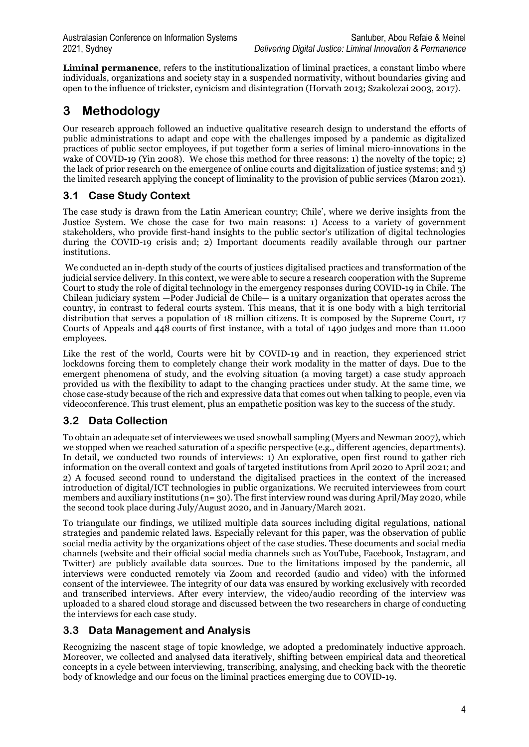**Liminal permanence**, refers to the institutionalization of liminal practices, a constant limbo where individuals, organizations and society stay in a suspended normativity, without boundaries giving and open to the influence of trickster, cynicism and disintegration (Horvath 2013; Szakolczai 2003, 2017).

# 3 Methodology

Our research approach followed an inductive qualitative research design to understand the efforts of public administrations to adapt and cope with the challenges imposed by a pandemic as digitalized practices of public sector employees, if put together form a series of liminal micro-innovations in the wake of COVID-19 (Yin 2008). We chose this method for three reasons: 1) the novelty of the topic; 2) the lack of prior research on the emergence of online courts and digitalization of justice systems; and 3) the limited research applying the concept of liminality to the provision of public services (Maron 2021).

## 3.1 Case Study Context

The case study is drawn from the Latin American country; Chile', where we derive insights from the Justice System. We chose the case for two main reasons: 1) Access to a variety of government stakeholders, who provide first-hand insights to the public sector's utilization of digital technologies during the COVID-19 crisis and; 2) Important documents readily available through our partner institutions.

We conducted an in-depth study of the courts of justices digitalised practices and transformation of the judicial service delivery. In this context, we were able to secure a research cooperation with the Supreme Court to study the role of digital technology in the emergency responses during COVID-19 in Chile. The Chilean judiciary system —Poder Judicial de Chile— is a unitary organization that operates across the country, in contrast to federal courts system. This means, that it is one body with a high territorial distribution that serves a population of 18 million citizens. It is composed by the Supreme Court, 17 Courts of Appeals and 448 courts of first instance, with a total of 1490 judges and more than 11.000 employees.

Like the rest of the world, Courts were hit by COVID-19 and in reaction, they experienced strict lockdowns forcing them to completely change their work modality in the matter of days. Due to the emergent phenomena of study, and the evolving situation (a moving target) a case study approach provided us with the flexibility to adapt to the changing practices under study. At the same time, we chose case-study because of the rich and expressive data that comes out when talking to people, even via videoconference. This trust element, plus an empathetic position was key to the success of the study.

## 3.2 Data Collection

To obtain an adequate set of interviewees we used snowball sampling (Myers and Newman 2007), which we stopped when we reached saturation of a specific perspective (e.g., different agencies, departments). In detail, we conducted two rounds of interviews: 1) An explorative, open first round to gather rich information on the overall context and goals of targeted institutions from April 2020 to April 2021; and 2) A focused second round to understand the digitalised practices in the context of the increased introduction of digital/ICT technologies in public organizations. We recruited interviewees from court members and auxiliary institutions (n= 30). The first interview round was during April/May 2020, while the second took place during July/August 2020, and in January/March 2021.

To triangulate our findings, we utilized multiple data sources including digital regulations, national strategies and pandemic related laws. Especially relevant for this paper, was the observation of public social media activity by the organizations object of the case studies. These documents and social media channels (website and their official social media channels such as YouTube, Facebook, Instagram, and Twitter) are publicly available data sources. Due to the limitations imposed by the pandemic, all interviews were conducted remotely via Zoom and recorded (audio and video) with the informed consent of the interviewee. The integrity of our data was ensured by working exclusively with recorded and transcribed interviews. After every interview, the video/audio recording of the interview was uploaded to a shared cloud storage and discussed between the two researchers in charge of conducting the interviews for each case study.

## 3.3 Data Management and Analysis

Recognizing the nascent stage of topic knowledge, we adopted a predominately inductive approach. Moreover, we collected and analysed data iteratively, shifting between empirical data and theoretical concepts in a cycle between interviewing, transcribing, analysing, and checking back with the theoretic body of knowledge and our focus on the liminal practices emerging due to COVID-19.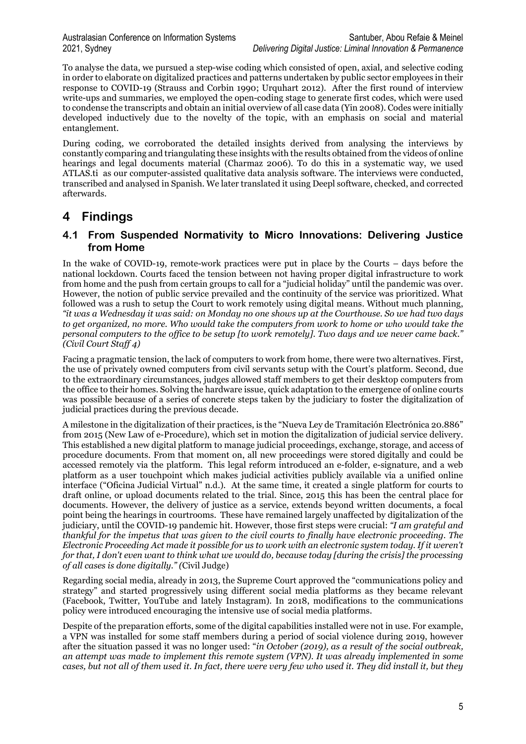To analyse the data, we pursued a step-wise coding which consisted of open, axial, and selective coding in order to elaborate on digitalized practices and patterns undertaken by public sector employees in their response to COVID-19 (Strauss and Corbin 1990; Urquhart 2012). After the first round of interview write-ups and summaries, we employed the open-coding stage to generate first codes, which were used to condense the transcripts and obtain an initial overview of all case data (Yin 2008). Codes were initially developed inductively due to the novelty of the topic, with an emphasis on social and material entanglement.

During coding, we corroborated the detailed insights derived from analysing the interviews by constantly comparing and triangulating these insights with the results obtained from the videos of online hearings and legal documents material (Charmaz 2006). To do this in a systematic way, we used ATLAS.ti as our computer-assisted qualitative data analysis software. The interviews were conducted, transcribed and analysed in Spanish. We later translated it using Deepl software, checked, and corrected afterwards.

# 4 Findings

## 4.1 From Suspended Normativity to Micro Innovations: Delivering Justice from Home

In the wake of COVID-19, remote-work practices were put in place by the Courts – days before the national lockdown. Courts faced the tension between not having proper digital infrastructure to work from home and the push from certain groups to call for a "judicial holiday" until the pandemic was over. However, the notion of public service prevailed and the continuity of the service was prioritized. What followed was a rush to setup the Court to work remotely using digital means. Without much planning, *"it was a Wednesday it was said: on Monday no one shows up at the Courthouse. So we had two days to get organized, no more. Who would take the computers from work to home or who would take the personal computers to the office to be setup [to work remotely]. Two days and we never came back." (Civil Court Staff 4)*

Facing a pragmatic tension, the lack of computers to work from home, there were two alternatives. First, the use of privately owned computers from civil servants setup with the Court's platform. Second, due to the extraordinary circumstances, judges allowed staff members to get their desktop computers from the office to their homes. Solving the hardware issue, quick adaptation to the emergence of online courts was possible because of a series of concrete steps taken by the judiciary to foster the digitalization of judicial practices during the previous decade.

A milestone in the digitalization of their practices, is the "Nueva Ley de Tramitación Electrónica 20.886" from 2015 (New Law of e-Procedure), which set in motion the digitalization of judicial service delivery. This established a new digital platform to manage judicial proceedings, exchange, storage, and access of procedure documents. From that moment on, all new proceedings were stored digitally and could be accessed remotely via the platform. This legal reform introduced an e-folder, e-signature, and a web platform as a user touchpoint which makes judicial activities publicly available via a unified online interface ("Oficina Judicial Virtual" n.d.). At the same time, it created a single platform for courts to draft online, or upload documents related to the trial. Since, 2015 this has been the central place for documents. However, the delivery of justice as a service, extends beyond written documents, a focal point being the hearings in courtrooms. These have remained largely unaffected by digitalization of the judiciary, until the COVID-19 pandemic hit. However, those first steps were crucial: *"I am grateful and thankful for the impetus that was given to the civil courts to finally have electronic proceeding. The Electronic Proceeding Act made it possible for us to work with an electronic system today. If it weren't for that, I don't even want to think what we would do, because today [during the crisis] the processing of all cases is done digitally." (*Civil Judge)

Regarding social media, already in 2013, the Supreme Court approved the "communications policy and strategy" and started progressively using different social media platforms as they became relevant (Facebook, Twitter, YouTube and lately Instagram). In 2018, modifications to the communications policy were introduced encouraging the intensive use of social media platforms.

Despite of the preparation efforts, some of the digital capabilities installed were not in use. For example, a VPN was installed for some staff members during a period of social violence during 2019, however after the situation passed it was no longer used: "*in October (2019), as a result of the social outbreak, an attempt was made to implement this remote system (VPN). It was already implemented in some cases, but not all of them used it. In fact, there were very few who used it. They did install it, but they*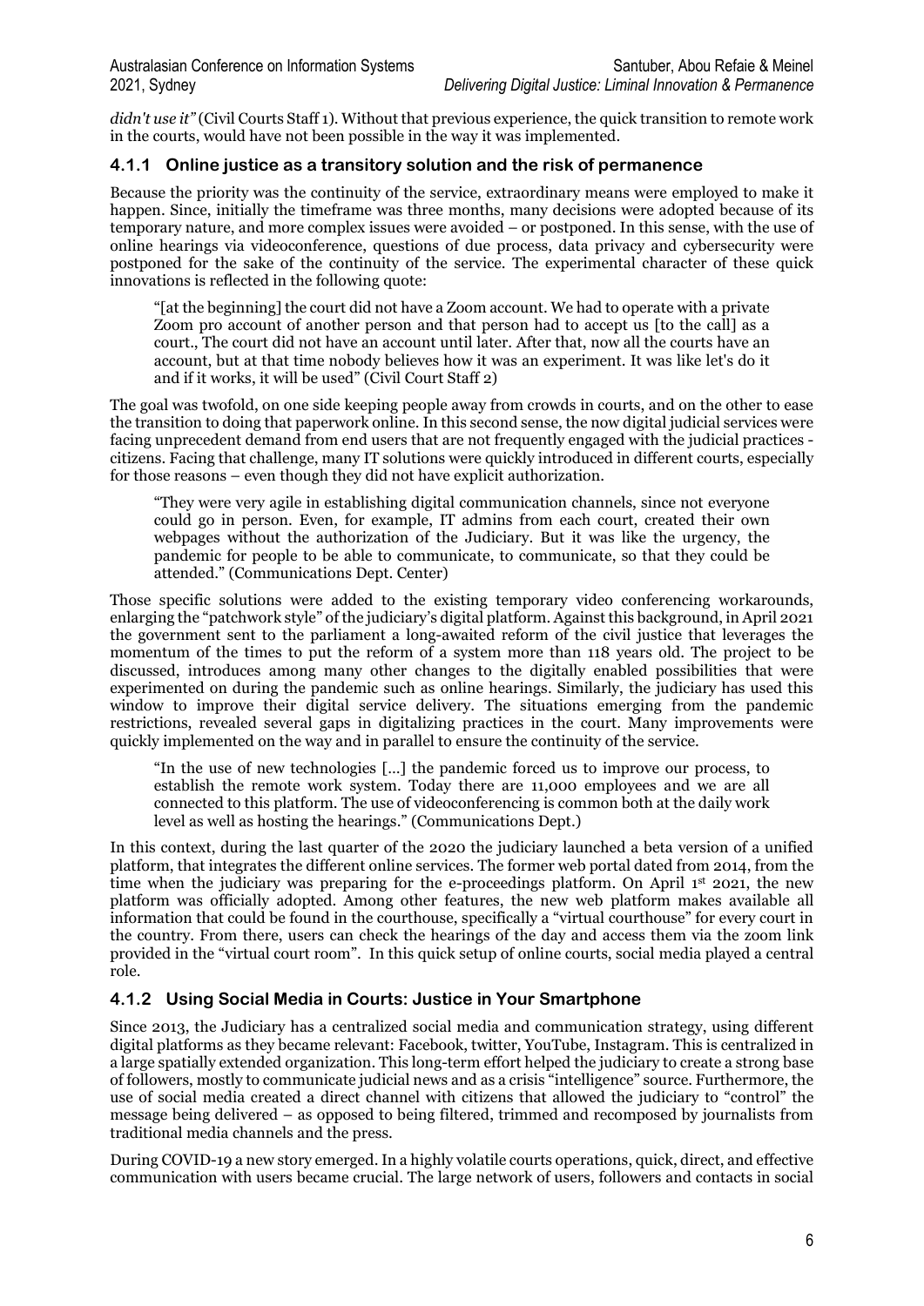*didn't use it"* (Civil Courts Staff 1). Without that previous experience, the quick transition to remote work in the courts, would have not been possible in the way it was implemented.

### 4.1.1 Online justice as a transitory solution and the risk of permanence

Because the priority was the continuity of the service, extraordinary means were employed to make it happen. Since, initially the timeframe was three months, many decisions were adopted because of its temporary nature, and more complex issues were avoided – or postponed. In this sense, with the use of online hearings via videoconference, questions of due process, data privacy and cybersecurity were postponed for the sake of the continuity of the service. The experimental character of these quick innovations is reflected in the following quote:

> "[at the beginning] the court did not have a Zoom account. We had to operate with a private Zoom pro account of another person and that person had to accept us [to the call] as a court., The court did not have an account until later. After that, now all the courts have an account, but at that time nobody believes how it was an experiment. It was like let's do it and if it works, it will be used" (Civil Court Staff 2)

The goal was twofold, on one side keeping people away from crowds in courts, and on the other to ease the transition to doing that paperwork online. In this second sense, the now digital judicial services were facing unprecedent demand from end users that are not frequently engaged with the judicial practices - citizens. Facing that challenge, many IT solutions were quickly introduced in different courts, especially for those reasons – even though they did not have explicit authorization.

> "They were very agile in establishing digital communication channels, since not everyone could go in person. Even, for example, IT admins from each court, created their own webpages without the authorization of the Judiciary. But it was like the urgency, the pandemic for people to be able to communicate, to communicate, so that they could be attended." (Communications Dept. Center)

Those specific solutions were added to the existing temporary video conferencing workarounds, enlarging the "patchwork style" of the judiciary's digital platform. Against this background, in April 2021 the government sent to the parliament a long-awaited reform of the civil justice that leverages the momentum of the times to put the reform of a system more than 118 years old. The project to be discussed, introduces among many other changes to the digitally enabled possibilities that were experimented on during the pandemic such as online hearings. Similarly, the judiciary has used this window to improve their digital service delivery. The situations emerging from the pandemic restrictions, revealed several gaps in digitalizing practices in the court. Many improvements were quickly implemented on the way and in parallel to ensure the continuity of the service.

> "In the use of new technologies [...] the pandemic forced us to improve our process, to establish the remote work system. Today there are 11,000 employees and we are all connected to this platform. The use of videoconferencing is common both at the daily work level as well as hosting the hearings." (Communications Dept.)

In this context, during the last quarter of the 2020 the judiciary launched a beta version of a unified platform, that integrates the different online services. The former web portal dated from 2014, from the time when the judiciary was preparing for the e-proceedings platform. On April 1st 2021, the new platform was officially adopted. Among other features, the new web platform makes available all information that could be found in the courthouse, specifically a "virtual courthouse" for every court in the country. From there, users can check the hearings of the day and access them via the zoom link provided in the "virtual court room". In this quick setup of online courts, social media played a central role.

### 4.1.2 Using Social Media in Courts: Justice in Your Smartphone

Since 2013, the Judiciary has a centralized social media and communication strategy, using different digital platforms as they became relevant: Facebook, twitter, YouTube, Instagram. This is centralized in a large spatially extended organization. This long-term effort helped the judiciary to create a strong base of followers, mostly to communicate judicial news and as a crisis "intelligence" source. Furthermore, the use of social media created a direct channel with citizens that allowed the judiciary to "control" the message being delivered – as opposed to being filtered, trimmed and recomposed by journalists from traditional media channels and the press.

During COVID-19 a new story emerged. In a highly volatile courts operations, quick, direct, and effective communication with users became crucial. The large network of users, followers and contacts in social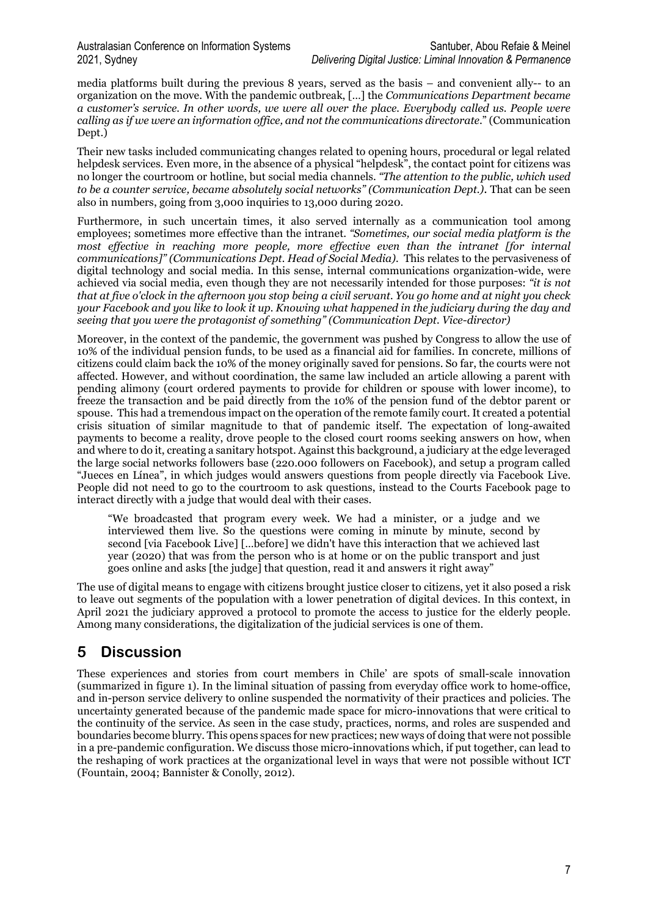media platforms built during the previous 8 years, served as the basis – and convenient ally-- to an organization on the move. With the pandemic outbreak, [...] the *Communications Department became a customer's service. In other words, we were all over the place. Everybody called us. People were calling as if we were an information office, and not the communications directorate.*" (Communication Dept.)

Their new tasks included communicating changes related to opening hours, procedural or legal related helpdesk services. Even more, in the absence of a physical "helpdesk", the contact point for citizens was no longer the courtroom or hotline, but social media channels. *"The attention to the public, which used to be a counter service, became absolutely social networks" (Communication Dept.).* That can be seen also in numbers, going from 3,000 inquiries to 13,000 during 2020.

Furthermore, in such uncertain times, it also served internally as a communication tool among employees; sometimes more effective than the intranet. *"Sometimes, our social media platform is the most effective in reaching more people, more effective even than the intranet [for internal communications]" (Communications Dept. Head of Social Media).* This relates to the pervasiveness of digital technology and social media. In this sense, internal communications organization-wide, were achieved via social media, even though they are not necessarily intended for those purposes: *"it is not that at five o'clock in the afternoon you stop being a civil servant. You go home and at night you check your Facebook and you like to look it up. Knowing what happened in the judiciary during the day and seeing that you were the protagonist of something" (Communication Dept. Vice-director)*

Moreover, in the context of the pandemic, the government was pushed by Congress to allow the use of 10% of the individual pension funds, to be used as a financial aid for families. In concrete, millions of citizens could claim back the 10% of the money originally saved for pensions. So far, the courts were not affected. However, and without coordination, the same law included an article allowing a parent with pending alimony (court ordered payments to provide for children or spouse with lower income), to freeze the transaction and be paid directly from the 10% of the pension fund of the debtor parent or spouse. This had a tremendous impact on the operation of the remote family court. It created a potential crisis situation of similar magnitude to that of pandemic itself. The expectation of long-awaited payments to become a reality, drove people to the closed court rooms seeking answers on how, when and where to do it, creating a sanitary hotspot. Against this background, a judiciary at the edge leveraged the large social networks followers base (220.000 followers on Facebook), and setup a program called "Jueces en Línea", in which judges would answers questions from people directly via Facebook Live. People did not need to go to the courtroom to ask questions, instead to the Courts Facebook page to interact directly with a judge that would deal with their cases.

> "We broadcasted that program every week. We had a minister, or a judge and we interviewed them live. So the questions were coming in minute by minute, second by second [via Facebook Live] [...before] we didn't have this interaction that we achieved last year (2020) that was from the person who is at home or on the public transport and just goes online and asks [the judge] that question, read it and answers it right away"

The use of digital means to engage with citizens brought justice closer to citizens, yet it also posed a risk to leave out segments of the population with a lower penetration of digital devices. In this context, in April 2021 the judiciary approved a protocol to promote the access to justice for the elderly people. Among many considerations, the digitalization of the judicial services is one of them.

# 5 Discussion

These experiences and stories from court members in Chile' are spots of small-scale innovation (summarized in figure 1). In the liminal situation of passing from everyday office work to home-office, and in-person service delivery to online suspended the normativity of their practices and policies. The uncertainty generated because of the pandemic made space for micro-innovations that were critical to the continuity of the service. As seen in the case study, practices, norms, and roles are suspended and boundaries become blurry. This opens spaces for new practices; new ways of doing that were not possible in a pre-pandemic configuration. We discuss those micro-innovations which, if put together, can lead to the reshaping of work practices at the organizational level in ways that were not possible without ICT (Fountain, 2004; Bannister & Conolly, 2012).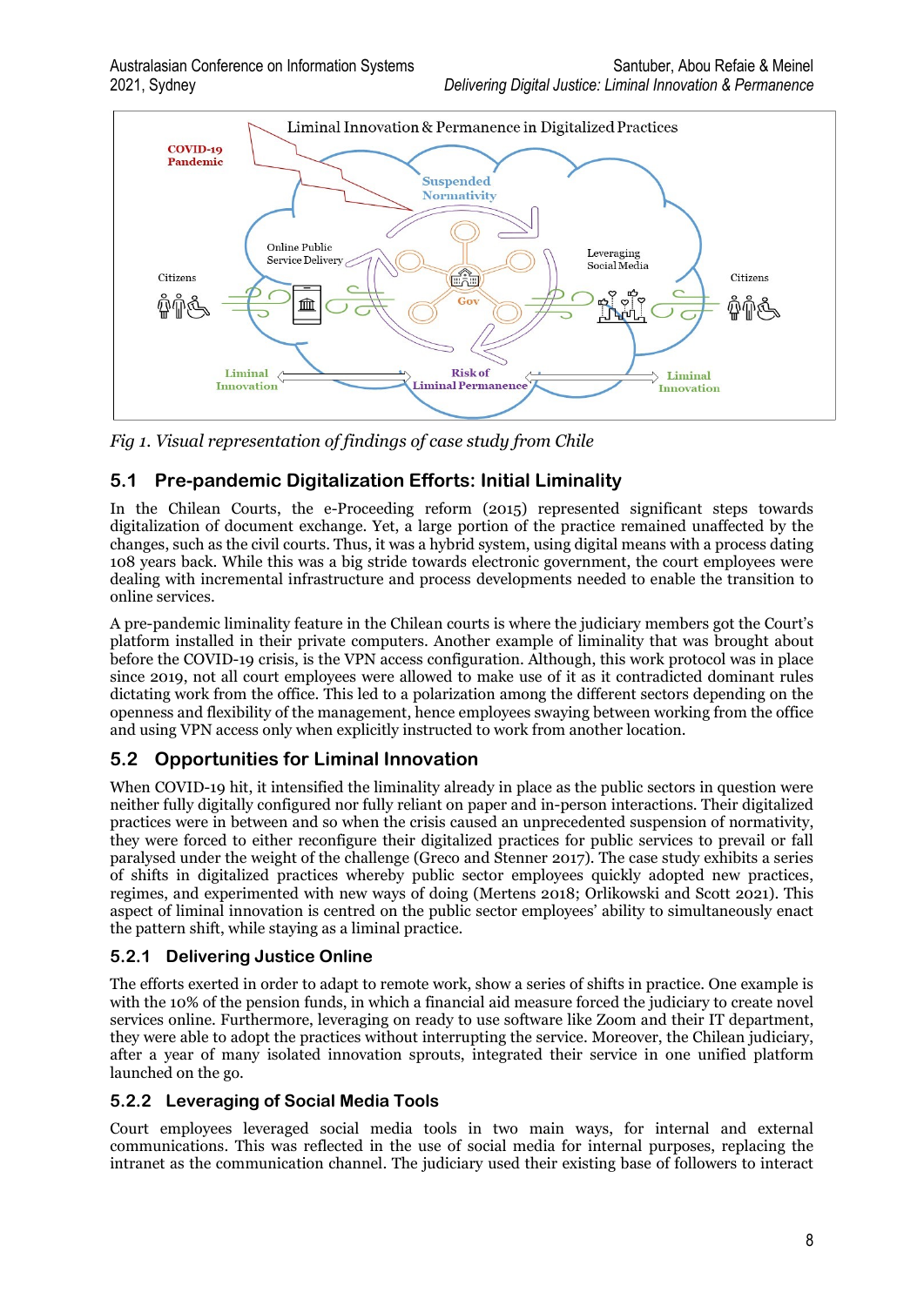*Fig 1. Visual representation of findings of case study from Chile*

## 5.1 Pre-pandemic Digitalization Efforts: Initial Liminality

In the Chilean Courts, the e-Proceeding reform (2015) represented significant steps towards digitalization of document exchange. Yet, a large portion of the practice remained unaffected by the changes, such as the civil courts. Thus, it was a hybrid system, using digital means with a process dating 108 years back. While this was a big stride towards electronic government, the court employees were dealing with incremental infrastructure and process developments needed to enable the transition to online services.

A pre-pandemic liminality feature in the Chilean courts is where the judiciary members got the Court's platform installed in their private computers. Another example of liminality that was brought about before the COVID-19 crisis, is the VPN access configuration. Although, this work protocol was in place since 2019, not all court employees were allowed to make use of it as it contradicted dominant rules dictating work from the office. This led to a polarization among the different sectors depending on the openness and flexibility of the management, hence employees swaying between working from the office and using VPN access only when explicitly instructed to work from another location.

## 5.2 Opportunities for Liminal Innovation

When COVID-19 hit, it intensified the liminality already in place as the public sectors in question were neither fully digitally configured nor fully reliant on paper and in-person interactions. Their digitalized practices were in between and so when the crisis caused an unprecedented suspension of normativity, they were forced to either reconfigure their digitalized practices for public services to prevail or fall paralysed under the weight of the challenge (Greco and Stenner 2017). The case study exhibits a series of shifts in digitalized practices whereby public sector employees quickly adopted new practices, regimes, and experimented with new ways of doing (Mertens 2018; Orlikowski and Scott 2021). This aspect of liminal innovation is centred on the public sector employees' ability to simultaneously enact the pattern shift, while staying as a liminal practice.

### 5.2.1 Delivering Justice Online

The efforts exerted in order to adapt to remote work, show a series of shifts in practice. One example is with the 10% of the pension funds, in which a financial aid measure forced the judiciary to create novel services online. Furthermore, leveraging on ready to use software like Zoom and their IT department, they were able to adopt the practices without interrupting the service. Moreover, the Chilean judiciary, after a year of many isolated innovation sprouts, integrated their service in one unified platform launched on the go.

### 5.2.2 Leveraging of Social Media Tools

Court employees leveraged social media tools in two main ways, for internal and external communications. This was reflected in the use of social media for internal purposes, replacing the intranet as the communication channel. The judiciary used their existing base of followers to interact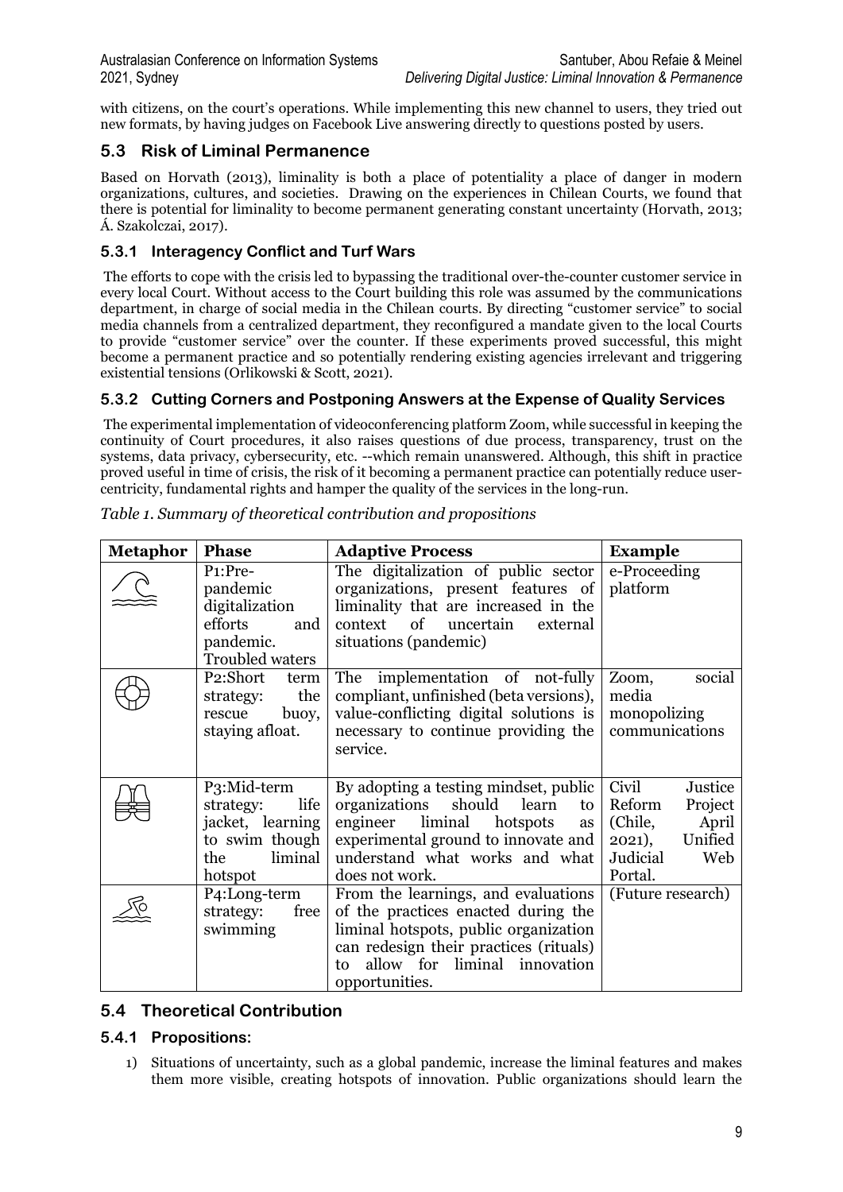with citizens, on the court's operations. While implementing this new channel to users, they tried out new formats, by having judges on Facebook Live answering directly to questions posted by users.

## 5.3 Risk of Liminal Permanence

Based on Horvath (2013), liminality is both a place of potentiality a place of danger in modern organizations, cultures, and societies. Drawing on the experiences in Chilean Courts, we found that there is potential for liminality to become permanent generating constant uncertainty (Horvath, 2013; Á. Szakolczai, 2017).

### 5.3.1 Interagency Conflict and Turf Wars

The efforts to cope with the crisis led to bypassing the traditional over-the-counter customer service in every local Court. Without access to the Court building this role was assumed by the communications department, in charge of social media in the Chilean courts. By directing "customer service" to social media channels from a centralized department, they reconfigured a mandate given to the local Courts to provide "customer service" over the counter. If these experiments proved successful, this might become a permanent practice and so potentially rendering existing agencies irrelevant and triggering existential tensions (Orlikowski & Scott, 2021).

### 5.3.2 Cutting Corners and Postponing Answers at the Expense of Quality Services

The experimental implementation of videoconferencing platform Zoom, while successful in keeping the continuity of Court procedures, it also raises questions of due process, transparency, trust on the systems, data privacy, cybersecurity, etc. --which remain unanswered. Although, this shift in practice proved useful in time of crisis, the risk of it becoming a permanent practice can potentially reduce user-centricity, fundamental rights and hamper the quality of the services in the long-run.

*Table 1. Summary of theoretical contribution and propositions*

| Metaphor | Phase | Adaptive Process | Example |
|---|---|---|---|
| | P1:Pre-pandemic digitalization efforts and pandemic. Troubled waters | The digitalization of public sector organizations, present features of liminality that are increased in the context of uncertain external situations (pandemic) | e-Proceeding platform |
| | P2:Short term strategy: the rescue buoy, staying afloat. | The implementation of not-fully compliant, unfinished (beta versions), value-conflicting digital solutions is necessary to continue providing the service. | Zoom, social media monopolizing communications |
| | P3:Mid-term strategy: life jacket, learning to swim though the liminal hotspot | By adopting a testing mindset, public organizations should learn to engineer liminal hotspots as experimental ground to innovate and understand what works and what does not work. | Civil Justice Reform Project (Chile, April 2021), Unified Judicial Web Portal. |
| | P4:Long-term strategy: free swimming | From the learnings, and evaluations of the practices enacted during the liminal hotspots, public organization can redesign their practices (rituals) to allow for liminal innovation opportunities. | (Future research) |

## 5.4 Theoretical Contribution

### 5.4.1 Propositions:

1) Situations of uncertainty, such as a global pandemic, increase the liminal features and makes them more visible, creating hotspots of innovation. Public organizations should learn the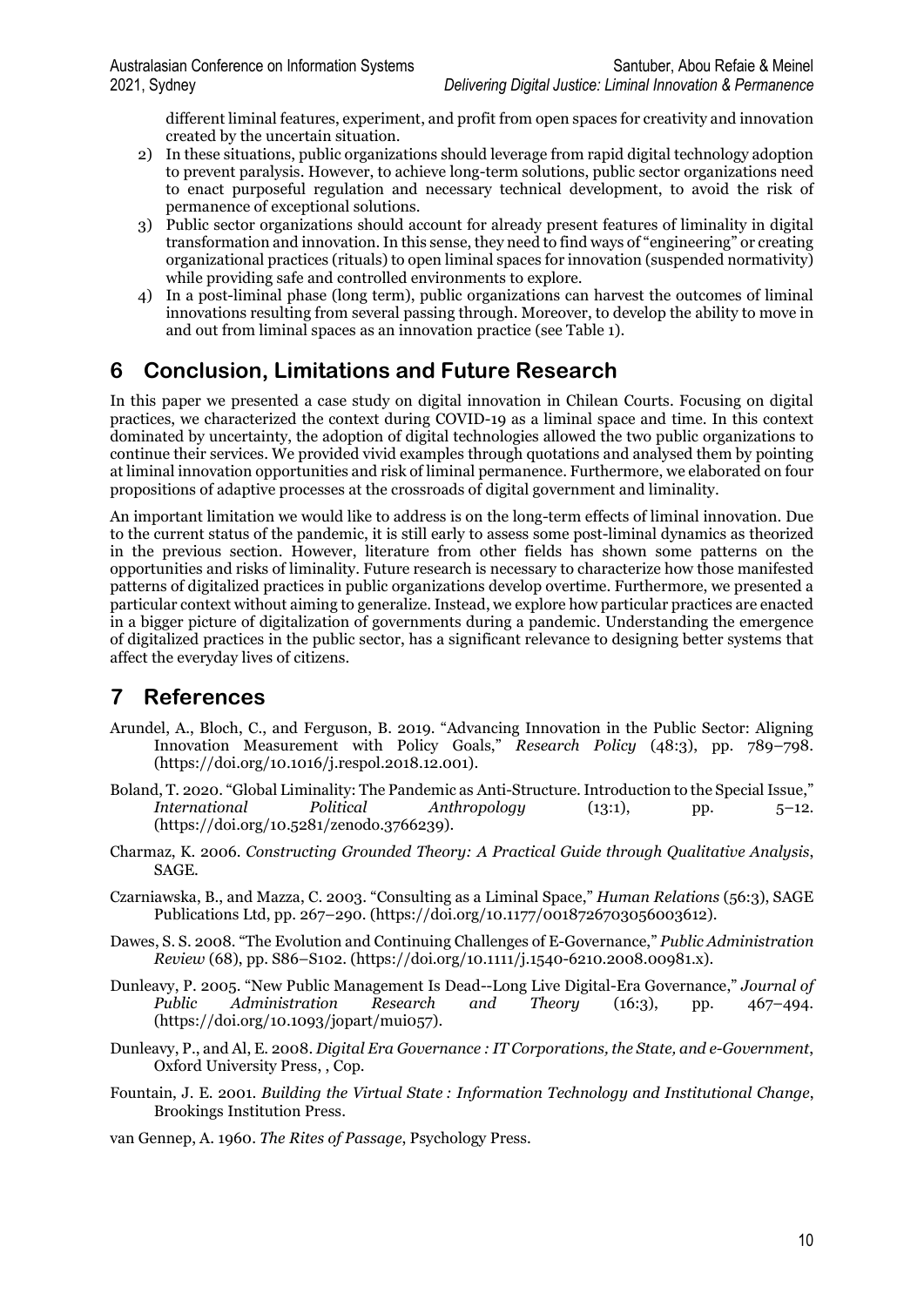different liminal features, experiment, and profit from open spaces for creativity and innovation created by the uncertain situation.

2) In these situations, public organizations should leverage from rapid digital technology adoption to prevent paralysis. However, to achieve long-term solutions, public sector organizations need to enact purposeful regulation and necessary technical development, to avoid the risk of permanence of exceptional solutions.
3) Public sector organizations should account for already present features of liminality in digital transformation and innovation. In this sense, they need to find ways of "engineering" or creating organizational practices (rituals) to open liminal spaces for innovation (suspended normativity) while providing safe and controlled environments to explore.
4) In a post-liminal phase (long term), public organizations can harvest the outcomes of liminal innovations resulting from several passing through. Moreover, to develop the ability to move in and out from liminal spaces as an innovation practice (see Table 1).

# 6 Conclusion, Limitations and Future Research

In this paper we presented a case study on digital innovation in Chilean Courts. Focusing on digital practices, we characterized the context during COVID-19 as a liminal space and time. In this context dominated by uncertainty, the adoption of digital technologies allowed the two public organizations to continue their services. We provided vivid examples through quotations and analysed them by pointing at liminal innovation opportunities and risk of liminal permanence. Furthermore, we elaborated on four propositions of adaptive processes at the crossroads of digital government and liminality.

An important limitation we would like to address is on the long-term effects of liminal innovation. Due to the current status of the pandemic, it is still early to assess some post-liminal dynamics as theorized in the previous section. However, literature from other fields has shown some patterns on the opportunities and risks of liminality. Future research is necessary to characterize how those manifested patterns of digitalized practices in public organizations develop overtime. Furthermore, we presented a particular context without aiming to generalize. Instead, we explore how particular practices are enacted in a bigger picture of digitalization of governments during a pandemic. Understanding the emergence of digitalized practices in the public sector, has a significant relevance to designing better systems that affect the everyday lives of citizens.

# 7 References

Arundel, A., Bloch, C., and Ferguson, B. 2019. "Advancing Innovation in the Public Sector: Aligning Innovation Measurement with Policy Goals," *Research Policy* (48:3), pp. 789–798. (https://doi.org/10.1016/j.respol.2018.12.001).

Boland, T. 2020. "Global Liminality: The Pandemic as Anti-Structure. Introduction to the Special Issue," *International Political Anthropology* (13:1), pp. 5–12. (https://doi.org/10.5281/zenodo.3766239).

Charmaz, K. 2006. *Constructing Grounded Theory: A Practical Guide through Qualitative Analysis*, SAGE.

Czarniawska, B., and Mazza, C. 2003. "Consulting as a Liminal Space," *Human Relations* (56:3), SAGE Publications Ltd, pp. 267–290. (https://doi.org/10.1177/0018726703056003612).

Dawes, S. S. 2008. "The Evolution and Continuing Challenges of E-Governance," *Public Administration Review* (68), pp. S86–S102. (https://doi.org/10.1111/j.1540-6210.2008.00981.x).

Dunleavy, P. 2005. "New Public Management Is Dead--Long Live Digital-Era Governance," *Journal of Public Administration Research and Theory* (16:3), pp. 467–494. (https://doi.org/10.1093/jopart/mui057).

Dunleavy, P., and Al, E. 2008. *Digital Era Governance : IT Corporations, the State, and e-Government*, Oxford University Press, , Cop.

Fountain, J. E. 2001. *Building the Virtual State : Information Technology and Institutional Change*, Brookings Institution Press.

van Gennep, A. 1960. *The Rites of Passage*, Psychology Press.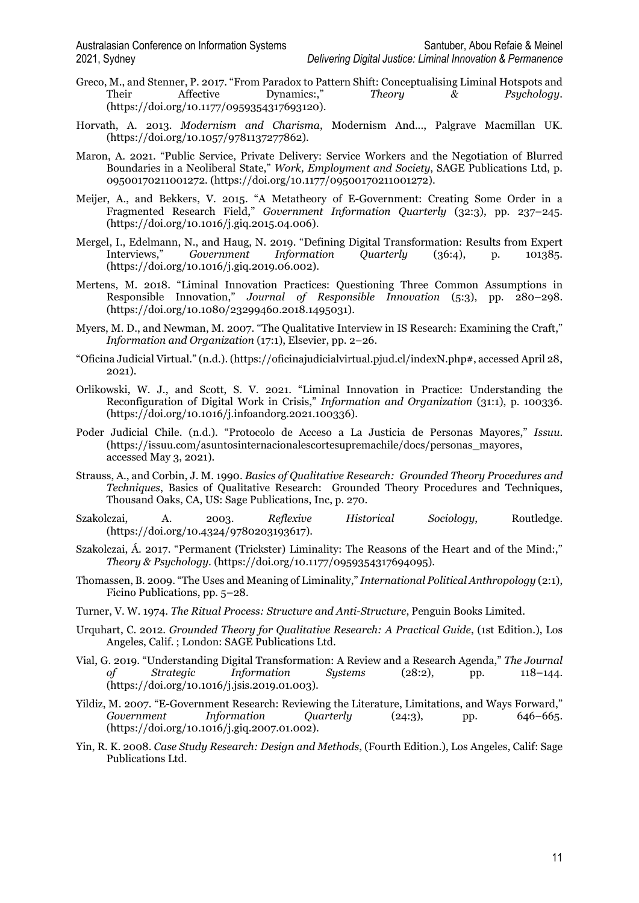Greco, M., and Stenner, P. 2017. “From Paradox to Pattern Shift: Conceptualising Liminal Hotspots and Their Affective Dynamics:,” *Theory & Psychology*. (https://doi.org/10.1177/0959354317693120).

Horvath, A. 2013. *Modernism and Charisma*, Modernism And..., Palgrave Macmillan UK. (https://doi.org/10.1057/9781137277862).

Maron, A. 2021. “Public Service, Private Delivery: Service Workers and the Negotiation of Blurred Boundaries in a Neoliberal State,” *Work, Employment and Society*, SAGE Publications Ltd, p. 09500170211001272. (https://doi.org/10.1177/09500170211001272).

Meijer, A., and Bekkers, V. 2015. “A Metatheory of E-Government: Creating Some Order in a Fragmented Research Field,” *Government Information Quarterly* (32:3), pp. 237–245. (https://doi.org/10.1016/j.giq.2015.04.006).

Mergel, I., Edelmann, N., and Haug, N. 2019. “Defining Digital Transformation: Results from Expert Interviews,” *Government Information Quarterly* (36:4), p. 101385. (https://doi.org/10.1016/j.giq.2019.06.002).

Mertens, M. 2018. “Liminal Innovation Practices: Questioning Three Common Assumptions in Responsible Innovation,” *Journal of Responsible Innovation* (5:3), pp. 280–298. (https://doi.org/10.1080/23299460.2018.1495031).

Myers, M. D., and Newman, M. 2007. “The Qualitative Interview in IS Research: Examining the Craft,” *Information and Organization* (17:1), Elsevier, pp. 2–26.

“Oficina Judicial Virtual.” (n.d.). (https://oficinajudicialvirtual.pjud.cl/indexN.php#, accessed April 28, 2021).

Orlikowski, W. J., and Scott, S. V. 2021. “Liminal Innovation in Practice: Understanding the Reconfiguration of Digital Work in Crisis,” *Information and Organization* (31:1), p. 100336. (https://doi.org/10.1016/j.infoandorg.2021.100336).

Poder Judicial Chile. (n.d.). “Protocolo de Acceso a La Justicia de Personas Mayores,” *Issuu*. (https://issuu.com/asuntosinternacionalescortesupremachile/docs/personas_mayores, accessed May 3, 2021).

Strauss, A., and Corbin, J. M. 1990. *Basics of Qualitative Research: Grounded Theory Procedures and Techniques*, Basics of Qualitative Research: Grounded Theory Procedures and Techniques, Thousand Oaks, CA, US: Sage Publications, Inc, p. 270.

Szakolczai, A. 2003. *Reflexive Historical Sociology*, Routledge. (https://doi.org/10.4324/9780203193617).

Szakolczai, Á. 2017. “Permanent (Trickster) Liminality: The Reasons of the Heart and of the Mind:,” *Theory & Psychology*. (https://doi.org/10.1177/0959354317694095).

Thomassen, B. 2009. “The Uses and Meaning of Liminality,” *International Political Anthropology* (2:1), Ficino Publications, pp. 5–28.

Turner, V. W. 1974. *The Ritual Process: Structure and Anti-Structure*, Penguin Books Limited.

Urquhart, C. 2012. *Grounded Theory for Qualitative Research: A Practical Guide*, (1st Edition.), Los Angeles, Calif. ; London: SAGE Publications Ltd.

Vial, G. 2019. “Understanding Digital Transformation: A Review and a Research Agenda,” *The Journal of Strategic Information Systems* (28:2), pp. 118–144. (https://doi.org/10.1016/j.jsis.2019.01.003).

Yildiz, M. 2007. “E-Government Research: Reviewing the Literature, Limitations, and Ways Forward,” *Government Information Quarterly* (24:3), pp. 646–665. (https://doi.org/10.1016/j.giq.2007.01.002).

Yin, R. K. 2008. *Case Study Research: Design and Methods*, (Fourth Edition.), Los Angeles, Calif: Sage Publications Ltd.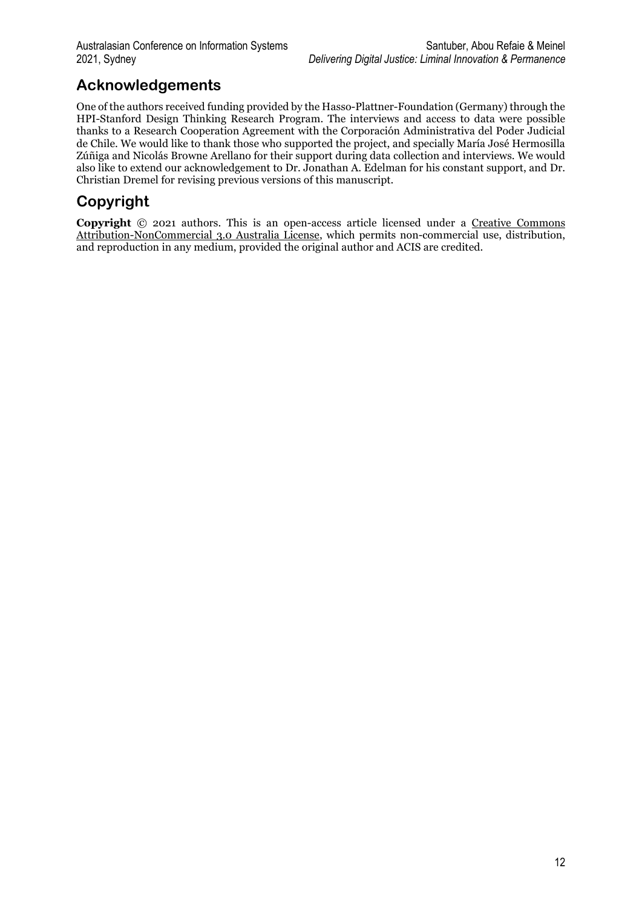## Acknowledgements

One of the authors received funding provided by the Hasso-Plattner-Foundation (Germany) through the HPI-Stanford Design Thinking Research Program. The interviews and access to data were possible thanks to a Research Cooperation Agreement with the Corporación Administrativa del Poder Judicial de Chile. We would like to thank those who supported the project, and specially María José Hermosilla Zúñiga and Nicolás Browne Arellano for their support during data collection and interviews. We would also like to extend our acknowledgement to Dr. Jonathan A. Edelman for his constant support, and Dr. Christian Dremel for revising previous versions of this manuscript.

## Copyright

**Copyright** © 2021 authors. This is an open-access article licensed under a Creative Commons Attribution-NonCommercial 3.0 Australia License, which permits non-commercial use, distribution, and reproduction in any medium, provided the original author and ACIS are credited.